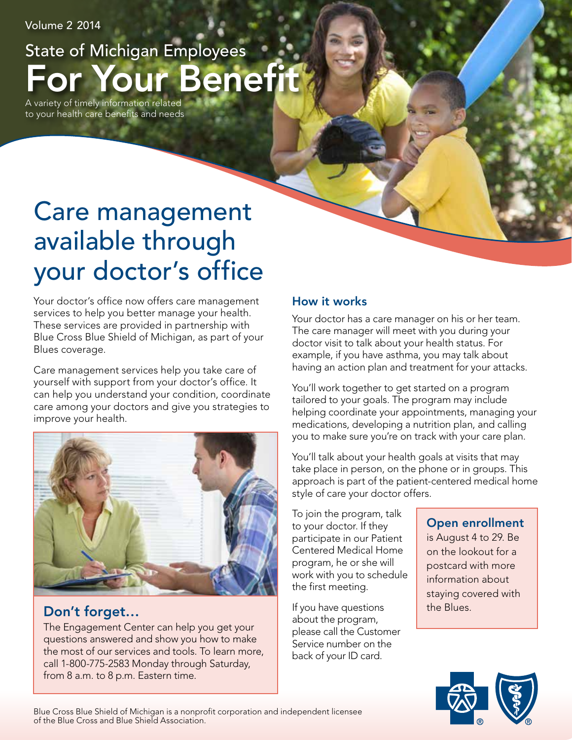Volume 2 2014

State of Michigan Employees

# For Your Benefit

A variety of timely information related to your health care benefits and needs

## Care management available through your doctor's office

Your doctor's office now offers care management services to help you better manage your health. These services are provided in partnership with Blue Cross Blue Shield of Michigan, as part of your Blues coverage.

Care management services help you take care of yourself with support from your doctor's office. It can help you understand your condition, coordinate care among your doctors and give you strategies to improve your health.

### How it works

Your doctor has a care manager on his or her team. The care manager will meet with you during your doctor visit to talk about your health status. For example, if you have asthma, you may talk about having an action plan and treatment for your attacks.

You'll work together to get started on a program tailored to your goals. The program may include helping coordinate your appointments, managing your medications, developing a nutrition plan, and calling you to make sure you're on track with your care plan.

You'll talk about your health goals at visits that may take place in person, on the phone or in groups. This approach is part of the patient-centered medical home style of care your doctor offers.

To join the program, talk to your doctor. If they participate in our Patient Centered Medical Home program, he or she will work with you to schedule the first meeting.

If you have questions about the program, please call the Customer Service number on the back of your ID card.

### Don't forget…

The Engagement Center can help you get your questions answered and show you how to make the most of our services and tools. To learn more, call 1-800-775-2583 Monday through Saturday, from 8 a.m. to 8 p.m. Eastern time.

### Open enrollment

is August 4 to 29. Be on the lookout for a postcard with more information about staying covered with the Blues.

Blue Cross Blue Shield of Michigan is a nonprofit corporation and independent licensee of the Blue Cross and Blue Shield Association.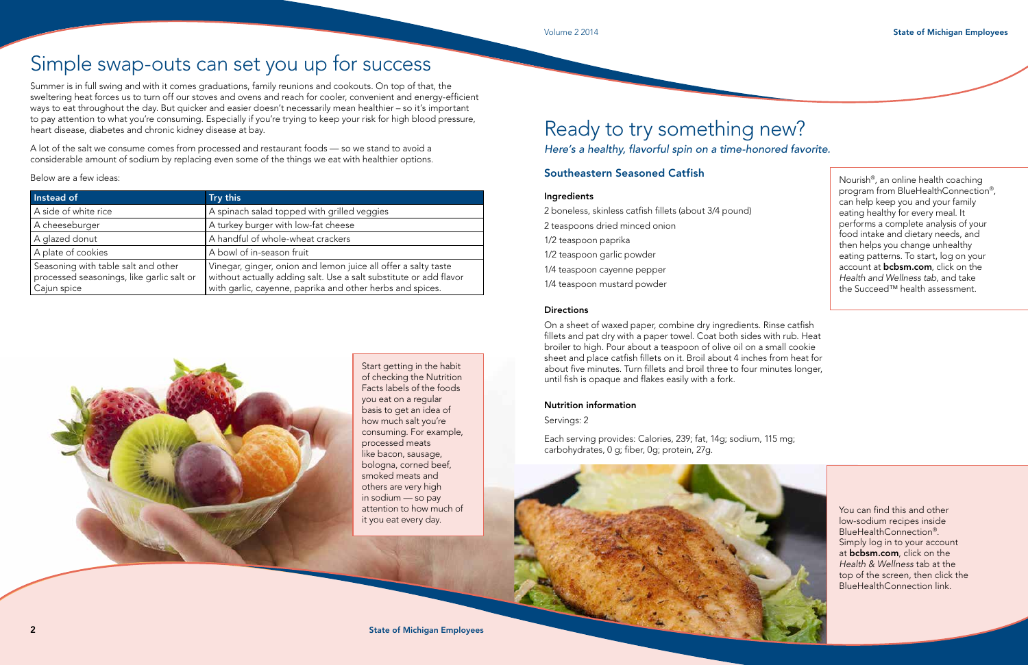# Simple swap-outs can set you up for success

Summer is in full swing and with it comes graduations, family reunions and cookouts. On top of that, the sweltering heat forces us to turn off our stoves and ovens and reach for cooler, convenient and energy-efficient ways to eat throughout the day. But quicker and easier doesn't necessarily mean healthier – so it's important to pay attention to what you're consuming. Especially if you're trying to keep your risk for high blood pressure, heart disease, diabetes and chronic kidney disease at bay.

A lot of the salt we consume comes from processed and restaurant foods — so we stand to avoid a considerable amount of sodium by replacing even some of the things we eat with healthier options.

Below are a few ideas:

| Instead of | Try this |
|---|---|
| A side of white rice | A spinach salad topped with grilled veggies |
| A cheeseburger | A turkey burger with low-fat cheese |
| A glazed donut | A handful of whole-wheat crackers |
| A plate of cookies | A bowl of in-season fruit |
| Seasoning with table salt and other processed seasonings, like garlic salt or Cajun spice | Vinegar, ginger, onion and lemon juice all offer a salty taste without actually adding salt. Use a salt substitute or add flavor with garlic, cayenne, paprika and other herbs and spices. |

Start getting in the habit of checking the Nutrition Facts labels of the foods you eat on a regular basis to get an idea of how much salt you're consuming. For example, processed meats like bacon, sausage, bologna, corned beef, smoked meats and others are very high in sodium — so pay attention to how much of it you eat every day.

# Ready to try something new?

*Here's a healthy, flavorful spin on a time-honored favorite.*

## Southeastern Seasoned Catfish

### Ingredients

2 boneless, skinless catfish fillets (about 3/4 pound)

2 teaspoons dried minced onion

1/2 teaspoon paprika

1/2 teaspoon garlic powder

1/4 teaspoon cayenne pepper

1/4 teaspoon mustard powder

### Directions

On a sheet of waxed paper, combine dry ingredients. Rinse catfish fillets and pat dry with a paper towel. Coat both sides with rub. Heat broiler to high. Pour about a teaspoon of olive oil on a small cookie sheet and place catfish fillets on it. Broil about 4 inches from heat for about five minutes. Turn fillets and broil three to four minutes longer, until fish is opaque and flakes easily with a fork.

### Nutrition information

Servings: 2

Each serving provides: Calories, 239; fat, 14g; sodium, 115 mg; carbohydrates, 0 g; fiber, 0g; protein, 27g.

Nourish®, an online health coaching program from BlueHealthConnection®, can help keep you and your family eating healthy for every meal. It performs a complete analysis of your food intake and dietary needs, and then helps you change unhealthy eating patterns. To start, log on your account at **bcbsm.com**, click on the *Health and Wellness tab*, and take the Succeed™ health assessment.

You can find this and other low-sodium recipes inside BlueHealthConnection®. Simply log in to your account at **bcbsm.com**, click on the *Health & Wellness* tab at the top of the screen, then click the BlueHealthConnection link.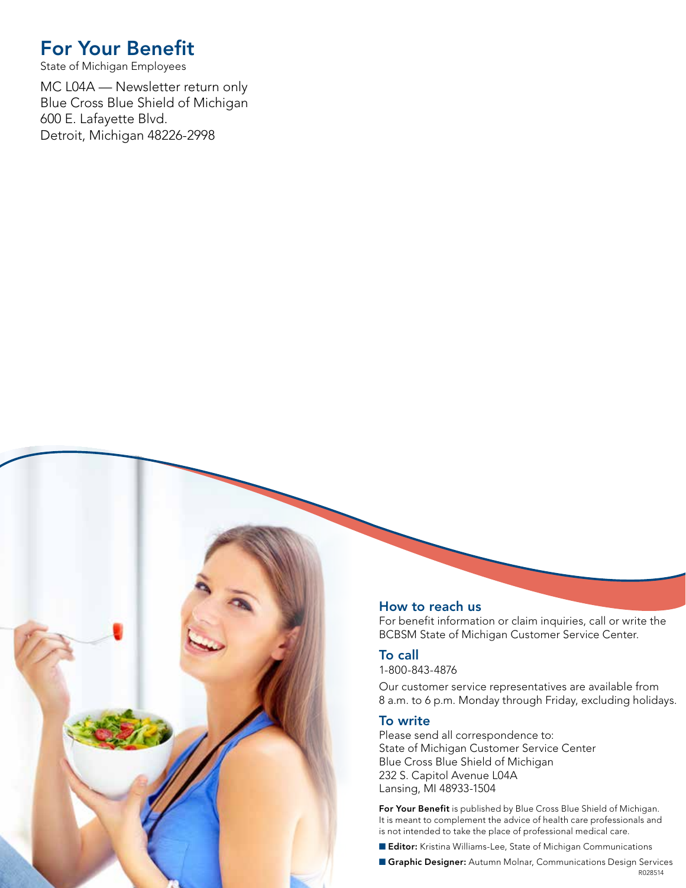# For Your Benefit

State of Michigan Employees

MC L04A — Newsletter return only
Blue Cross Blue Shield of Michigan
600 E. Lafayette Blvd.
Detroit, Michigan 48226-2998

## How to reach us

For benefit information or claim inquiries, call or write the BCBSM State of Michigan Customer Service Center.

## To call

1-800-843-4876

Our customer service representatives are available from 8 a.m. to 6 p.m. Monday through Friday, excluding holidays.

## To write

Please send all correspondence to:
State of Michigan Customer Service Center
Blue Cross Blue Shield of Michigan
232 S. Capitol Avenue L04A
Lansing, MI 48933-1504

**For Your Benefit** is published by Blue Cross Blue Shield of Michigan. It is meant to complement the advice of health care professionals and is not intended to take the place of professional medical care.

- **Editor:** Kristina Williams-Lee, State of Michigan Communications
- **Graphic Designer:** Autumn Molnar, Communications Design Services

R028514